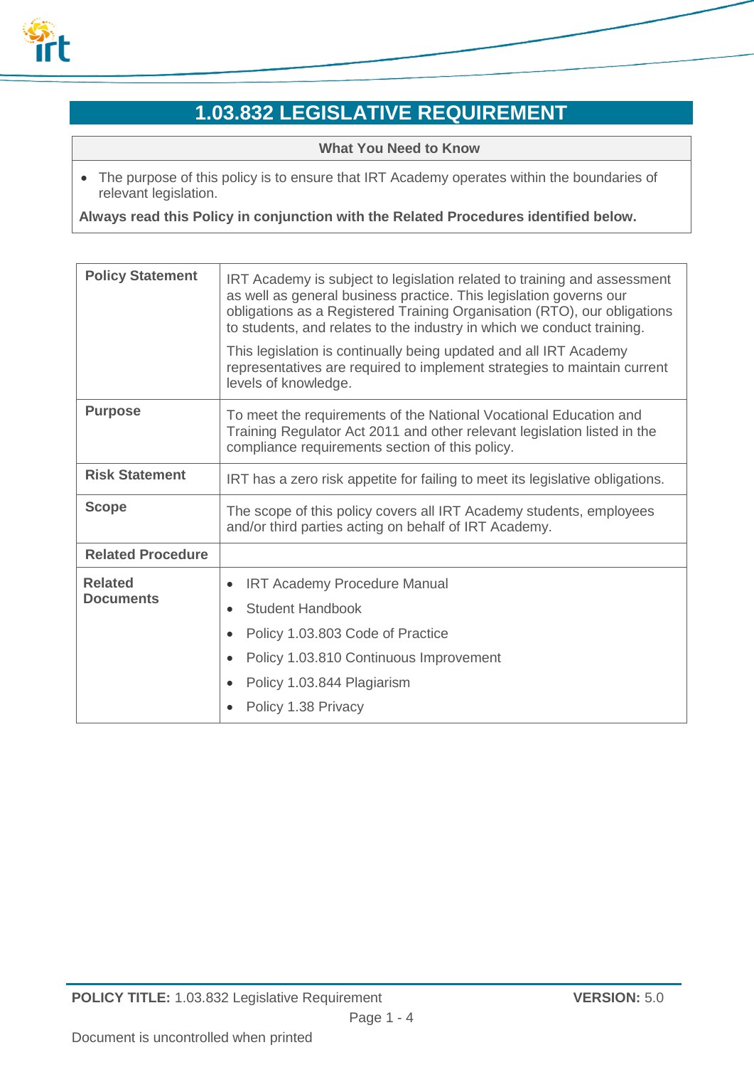# 1.03.832 LEGISLATIVE REQUIREMENT

| What You Need to Know |
| --- |
| • The purpose of this policy is to ensure that IRT Academy operates within the boundaries of relevant legislation.<br>**Always read this Policy in conjunction with the Related Procedures identified below.** |

| | |
| --- | --- |
| **Policy Statement** | IRT Academy is subject to legislation related to training and assessment as well as general business practice. This legislation governs our obligations as a Registered Training Organisation (RTO), our obligations to students, and relates to the industry in which we conduct training.<br><br>This legislation is continually being updated and all IRT Academy representatives are required to implement strategies to maintain current levels of knowledge. |
| **Purpose** | To meet the requirements of the National Vocational Education and Training Regulator Act 2011 and other relevant legislation listed in the compliance requirements section of this policy. |
| **Risk Statement** | IRT has a zero risk appetite for failing to meet its legislative obligations. |
| **Scope** | The scope of this policy covers all IRT Academy students, employees and/or third parties acting on behalf of IRT Academy. |
| **Related Procedure** | |
| **Related Documents** | • IRT Academy Procedure Manual<br>• Student Handbook<br>• Policy 1.03.803 Code of Practice<br>• Policy 1.03.810 Continuous Improvement<br>• Policy 1.03.844 Plagiarism<br>• Policy 1.38 Privacy |

Document is uncontrolled when printed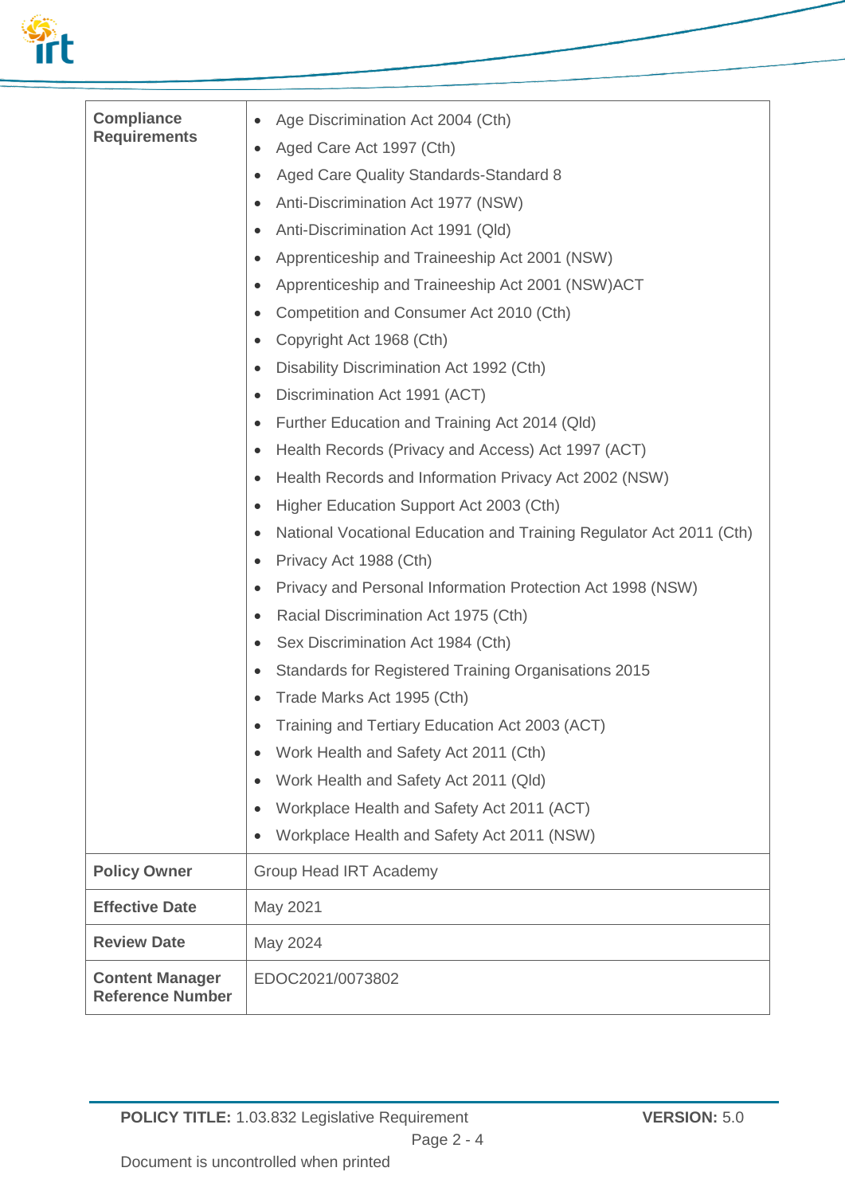| | |
|---|---|
| **Compliance Requirements** | • Age Discrimination Act 2004 (Cth)<br>• Aged Care Act 1997 (Cth)<br>• Aged Care Quality Standards-Standard 8<br>• Anti-Discrimination Act 1977 (NSW)<br>• Anti-Discrimination Act 1991 (Qld)<br>• Apprenticeship and Traineeship Act 2001 (NSW)<br>• Apprenticeship and Traineeship Act 2001 (NSW)ACT<br>• Competition and Consumer Act 2010 (Cth)<br>• Copyright Act 1968 (Cth)<br>• Disability Discrimination Act 1992 (Cth)<br>• Discrimination Act 1991 (ACT)<br>• Further Education and Training Act 2014 (Qld)<br>• Health Records (Privacy and Access) Act 1997 (ACT)<br>• Health Records and Information Privacy Act 2002 (NSW)<br>• Higher Education Support Act 2003 (Cth)<br>• National Vocational Education and Training Regulator Act 2011 (Cth)<br>• Privacy Act 1988 (Cth)<br>• Privacy and Personal Information Protection Act 1998 (NSW)<br>• Racial Discrimination Act 1975 (Cth)<br>• Sex Discrimination Act 1984 (Cth)<br>• Standards for Registered Training Organisations 2015<br>• Trade Marks Act 1995 (Cth)<br>• Training and Tertiary Education Act 2003 (ACT)<br>• Work Health and Safety Act 2011 (Cth)<br>• Work Health and Safety Act 2011 (Qld)<br>• Workplace Health and Safety Act 2011 (ACT)<br>• Workplace Health and Safety Act 2011 (NSW) |
| **Policy Owner** | Group Head IRT Academy |
| **Effective Date** | May 2021 |
| **Review Date** | May 2024 |
| **Content Manager Reference Number** | EDOC2021/0073802 |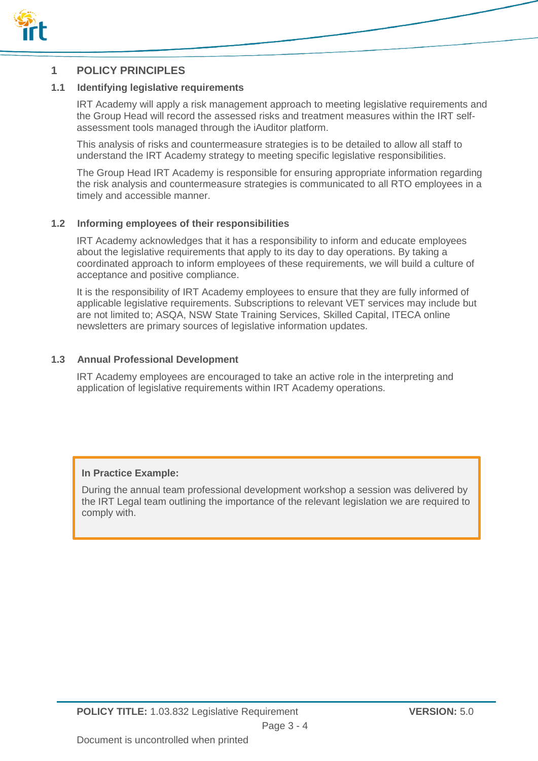# 1 POLICY PRINCIPLES

## 1.1 Identifying legislative requirements

IRT Academy will apply a risk management approach to meeting legislative requirements and the Group Head will record the assessed risks and treatment measures within the IRT self-assessment tools managed through the iAuditor platform.

This analysis of risks and countermeasure strategies is to be detailed to allow all staff to understand the IRT Academy strategy to meeting specific legislative responsibilities.

The Group Head IRT Academy is responsible for ensuring appropriate information regarding the risk analysis and countermeasure strategies is communicated to all RTO employees in a timely and accessible manner.

## 1.2 Informing employees of their responsibilities

IRT Academy acknowledges that it has a responsibility to inform and educate employees about the legislative requirements that apply to its day to day operations. By taking a coordinated approach to inform employees of these requirements, we will build a culture of acceptance and positive compliance.

It is the responsibility of IRT Academy employees to ensure that they are fully informed of applicable legislative requirements. Subscriptions to relevant VET services may include but are not limited to; ASQA, NSW State Training Services, Skilled Capital, ITECA online newsletters are primary sources of legislative information updates.

## 1.3 Annual Professional Development

IRT Academy employees are encouraged to take an active role in the interpreting and application of legislative requirements within IRT Academy operations.

> **In Practice Example:**
>
> During the annual team professional development workshop a session was delivered by the IRT Legal team outlining the importance of the relevant legislation we are required to comply with.

**POLICY TITLE:** 1.03.832 Legislative Requirement **VERSION:** 5.0

Document is uncontrolled when printed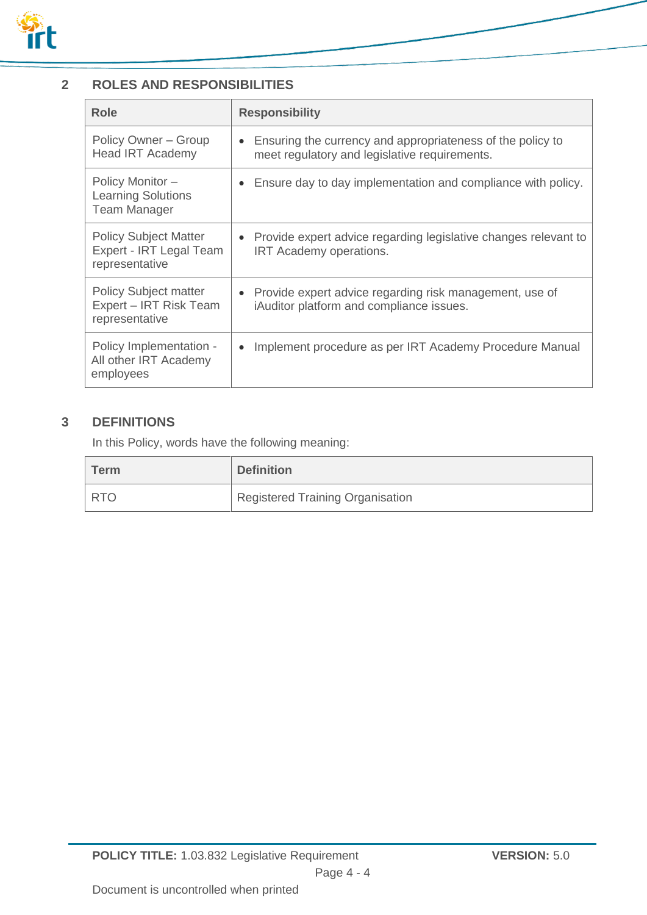## 2 ROLES AND RESPONSIBILITIES

| Role | Responsibility |
|---|---|
| Policy Owner – Group Head IRT Academy | • Ensuring the currency and appropriateness of the policy to meet regulatory and legislative requirements. |
| Policy Monitor – Learning Solutions Team Manager | • Ensure day to day implementation and compliance with policy. |
| Policy Subject Matter Expert - IRT Legal Team representative | • Provide expert advice regarding legislative changes relevant to IRT Academy operations. |
| Policy Subject matter Expert – IRT Risk Team representative | • Provide expert advice regarding risk management, use of iAuditor platform and compliance issues. |
| Policy Implementation - All other IRT Academy employees | • Implement procedure as per IRT Academy Procedure Manual |

## 3 DEFINITIONS

In this Policy, words have the following meaning:

| Term | Definition |
|---|---|
| RTO | Registered Training Organisation |